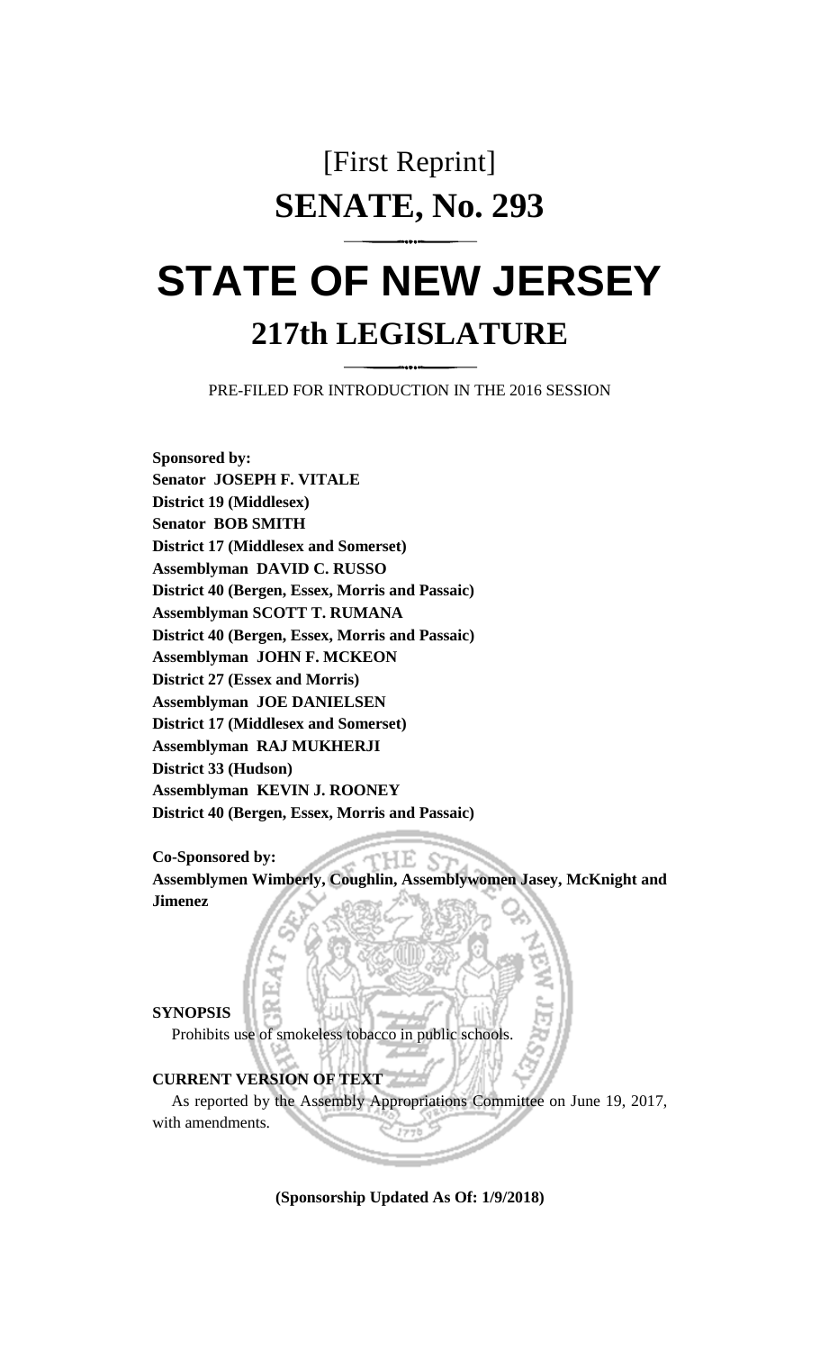[First Reprint]

# SENATE, No. 293

# STATE OF NEW JERSEY

## 217th LEGISLATURE

PRE-FILED FOR INTRODUCTION IN THE 2016 SESSION

**Sponsored by:**
**Senator JOSEPH F. VITALE**
**District 19 (Middlesex)**
**Senator BOB SMITH**
**District 17 (Middlesex and Somerset)**
**Assemblyman DAVID C. RUSSO**
**District 40 (Bergen, Essex, Morris and Passaic)**
**Assemblyman SCOTT T. RUMANA**
**District 40 (Bergen, Essex, Morris and Passaic)**
**Assemblyman JOHN F. MCKEON**
**District 27 (Essex and Morris)**
**Assemblyman JOE DANIELSEN**
**District 17 (Middlesex and Somerset)**
**Assemblyman RAJ MUKHERJI**
**District 33 (Hudson)**
**Assemblyman KEVIN J. ROONEY**
**District 40 (Bergen, Essex, Morris and Passaic)**

**Co-Sponsored by:**
**Assemblymen Wimberly, Coughlin, Assemblywomen Jasey, McKnight and Jimenez**

**SYNOPSIS**

Prohibits use of smokeless tobacco in public schools.

**CURRENT VERSION OF TEXT**

As reported by the Assembly Appropriations Committee on June 19, 2017, with amendments.

**(Sponsorship Updated As Of: 1/9/2018)**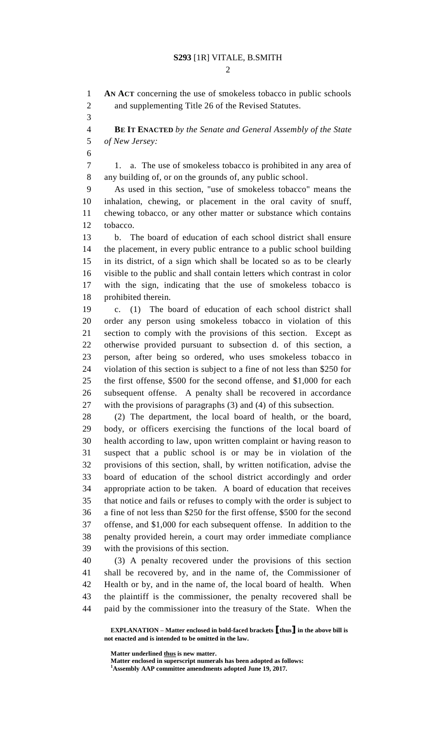**AN ACT** concerning the use of smokeless tobacco in public schools and supplementing Title 26 of the Revised Statutes.

**BE IT ENACTED** *by the Senate and General Assembly of the State of New Jersey:*

1. a. The use of smokeless tobacco is prohibited in any area of any building of, or on the grounds of, any public school.

As used in this section, "use of smokeless tobacco" means the inhalation, chewing, or placement in the oral cavity of snuff, chewing tobacco, or any other matter or substance which contains tobacco.

b. The board of education of each school district shall ensure the placement, in every public entrance to a public school building in its district, of a sign which shall be located so as to be clearly visible to the public and shall contain letters which contrast in color with the sign, indicating that the use of smokeless tobacco is prohibited therein.

c. (1) The board of education of each school district shall order any person using smokeless tobacco in violation of this section to comply with the provisions of this section. Except as otherwise provided pursuant to subsection d. of this section, a person, after being so ordered, who uses smokeless tobacco in violation of this section is subject to a fine of not less than $250 for the first offense, $500 for the second offense, and $1,000 for each subsequent offense. A penalty shall be recovered in accordance with the provisions of paragraphs (3) and (4) of this subsection.

(2) The department, the local board of health, or the board, body, or officers exercising the functions of the local board of health according to law, upon written complaint or having reason to suspect that a public school is or may be in violation of the provisions of this section, shall, by written notification, advise the board of education of the school district accordingly and order appropriate action to be taken. A board of education that receives that notice and fails or refuses to comply with the order is subject to a fine of not less than $250 for the first offense, $500 for the second offense, and $1,000 for each subsequent offense. In addition to the penalty provided herein, a court may order immediate compliance with the provisions of this section.

(3) A penalty recovered under the provisions of this section shall be recovered by, and in the name of, the Commissioner of Health or by, and in the name of, the local board of health. When the plaintiff is the commissioner, the penalty recovered shall be paid by the commissioner into the treasury of the State. When the

**EXPLANATION – Matter enclosed in bold-faced brackets [thus] in the above bill is not enacted and is intended to be omitted in the law.**

**Matter underlined thus is new matter.**
**Matter enclosed in superscript numerals has been adopted as follows:**
**[1]Assembly AAP committee amendments adopted June 19, 2017.**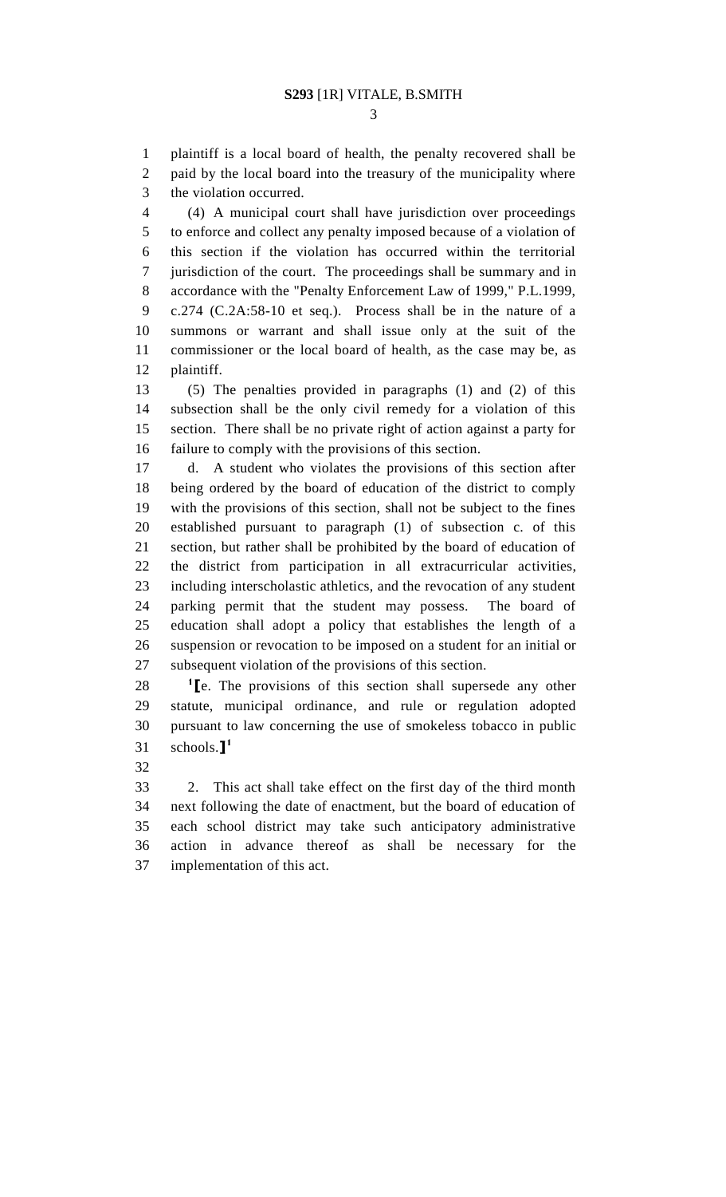plaintiff is a local board of health, the penalty recovered shall be paid by the local board into the treasury of the municipality where the violation occurred.

(4) A municipal court shall have jurisdiction over proceedings to enforce and collect any penalty imposed because of a violation of this section if the violation has occurred within the territorial jurisdiction of the court. The proceedings shall be summary and in accordance with the "Penalty Enforcement Law of 1999," P.L.1999, c.274 (C.2A:58-10 et seq.). Process shall be in the nature of a summons or warrant and shall issue only at the suit of the commissioner or the local board of health, as the case may be, as plaintiff.

(5) The penalties provided in paragraphs (1) and (2) of this subsection shall be the only civil remedy for a violation of this section. There shall be no private right of action against a party for failure to comply with the provisions of this section.

d. A student who violates the provisions of this section after being ordered by the board of education of the district to comply with the provisions of this section, shall not be subject to the fines established pursuant to paragraph (1) of subsection c. of this section, but rather shall be prohibited by the board of education of the district from participation in all extracurricular activities, including interscholastic athletics, and the revocation of any student parking permit that the student may possess. The board of education shall adopt a policy that establishes the length of a suspension or revocation to be imposed on a student for an initial or subsequent violation of the provisions of this section.

[1]**[**e. The provisions of this section shall supersede any other statute, municipal ordinance, and rule or regulation adopted pursuant to law concerning the use of smokeless tobacco in public schools.**]**[1]

2. This act shall take effect on the first day of the third month next following the date of enactment, but the board of education of each school district may take such anticipatory administrative action in advance thereof as shall be necessary for the implementation of this act.